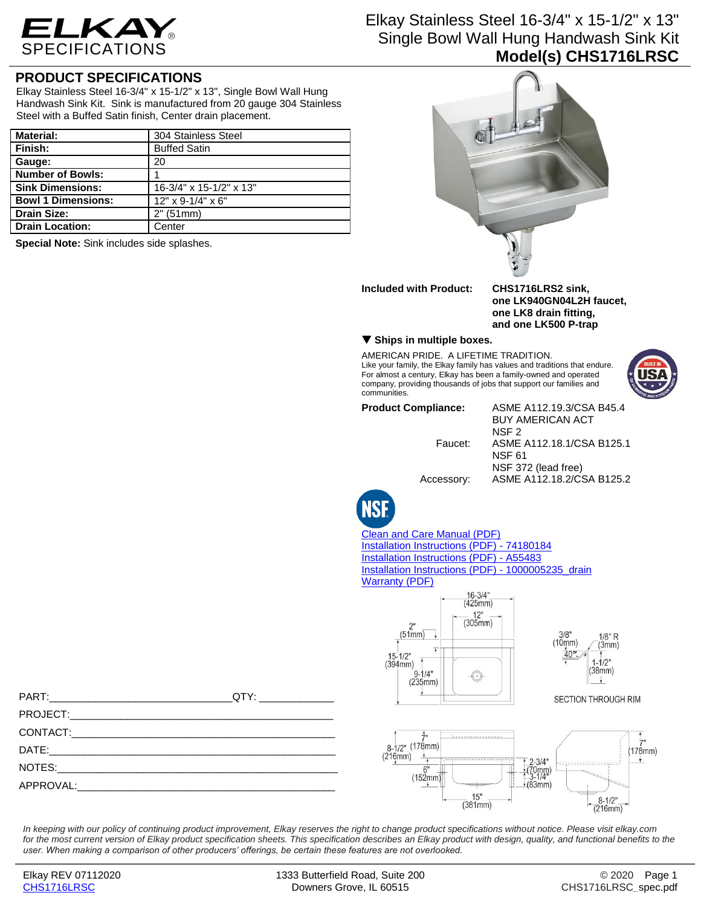# Elkay Stainless Steel 16-3/4" x 15-1/2" x 13" Single Bowl Wall Hung Handwash Sink Kit

## Model(s) CHS1716LRSC

ELKAY SPECIFICATIONS

## PRODUCT SPECIFICATIONS

Elkay Stainless Steel 16-3/4" x 15-1/2" x 13", Single Bowl Wall Hung Handwash Sink Kit. Sink is manufactured from 20 gauge 304 Stainless Steel with a Buffed Satin finish, Center drain placement.

| **Material:** | 304 Stainless Steel |
|---|---|
| **Finish:** | Buffed Satin |
| **Gauge:** | 20 |
| **Number of Bowls:** | 1 |
| **Sink Dimensions:** | 16-3/4" x 15-1/2" x 13" |
| **Bowl 1 Dimensions:** | 12" x 9-1/4" x 6" |
| **Drain Size:** | 2" (51mm) |
| **Drain Location:** | Center |

**Special Note:** Sink includes side splashes.

**Included with Product:** **CHS1716LRS2 sink, one LK940GN04L2H faucet, one LK8 drain fitting, and one LK500 P-trap**

**▼ Ships in multiple boxes.**

AMERICAN PRIDE. A LIFETIME TRADITION.
Like your family, the Elkay family has values and traditions that endure. For almost a century, Elkay has been a family-owned and operated company, providing thousands of jobs that support our families and communities.

BUILT IN USA OF DOMESTIC AND FOREIGN PARTS

**Product Compliance:** ASME A112.19.3/CSA B45.4
BUY AMERICAN ACT
NSF 2

Faucet: ASME A112.18.1/CSA B125.1
NSF 61
NSF 372 (lead free)

Accessory: ASME A112.18.2/CSA B125.2

NSF

[Clean and Care Manual (PDF)](#)
[Installation Instructions (PDF) - 74180184](#)
[Installation Instructions (PDF) - A55483](#)
[Installation Instructions (PDF) - 1000005235_drain](#)
[Warranty (PDF)](#)

16-3/4" (425mm) · 12" (305mm) · 2" (51mm) · 15-1/2" (394mm) · 9-1/4" (235mm)

3/8" (10mm) · 1/8" R (3mm) · 40° · 1-1/2" (38mm)

SECTION THROUGH RIM

7" (178mm) · 8-1/2" (216mm) · 6" (152mm) · 2-3/4" (70mm) · 3-1/4" (83mm) · 15" (381mm) · 7" (178mm) · 8-1/2" (216mm)

PART:\_\_\_\_\_\_\_\_\_\_\_\_\_\_\_\_\_\_\_\_\_\_\_\_\_\_\_\_\_\_QTY: \_\_\_\_\_\_\_\_\_\_\_\_

PROJECT:\_\_\_\_\_\_\_\_\_\_\_\_\_\_\_\_\_\_\_\_\_\_\_\_\_\_\_\_\_\_\_\_\_\_\_\_\_\_\_\_\_\_\_\_

CONTACT:\_\_\_\_\_\_\_\_\_\_\_\_\_\_\_\_\_\_\_\_\_\_\_\_\_\_\_\_\_\_\_\_\_\_\_\_\_\_\_\_\_\_\_\_

DATE:\_\_\_\_\_\_\_\_\_\_\_\_\_\_\_\_\_\_\_\_\_\_\_\_\_\_\_\_\_\_\_\_\_\_\_\_\_\_\_\_\_\_\_\_\_\_\_

NOTES:\_\_\_\_\_\_\_\_\_\_\_\_\_\_\_\_\_\_\_\_\_\_\_\_\_\_\_\_\_\_\_\_\_\_\_\_\_\_\_\_\_\_\_\_\_\_\_

APPROVAL:\_\_\_\_\_\_\_\_\_\_\_\_\_\_\_\_\_\_\_\_\_\_\_\_\_\_\_\_\_\_\_\_\_\_\_\_\_\_\_\_\_\_\_

*In keeping with our policy of continuing product improvement, Elkay reserves the right to change product specifications without notice. Please visit elkay.com for the most current version of Elkay product specification sheets. This specification describes an Elkay product with design, quality, and functional benefits to the user. When making a comparison of other producers' offerings, be certain these features are not overlooked.*

Elkay REV 07112020
[CHS1716LRSC](#)

1333 Butterfield Road, Suite 200
Downers Grove, IL 60515

© 2020
CHS1716LRSC_spec.pdf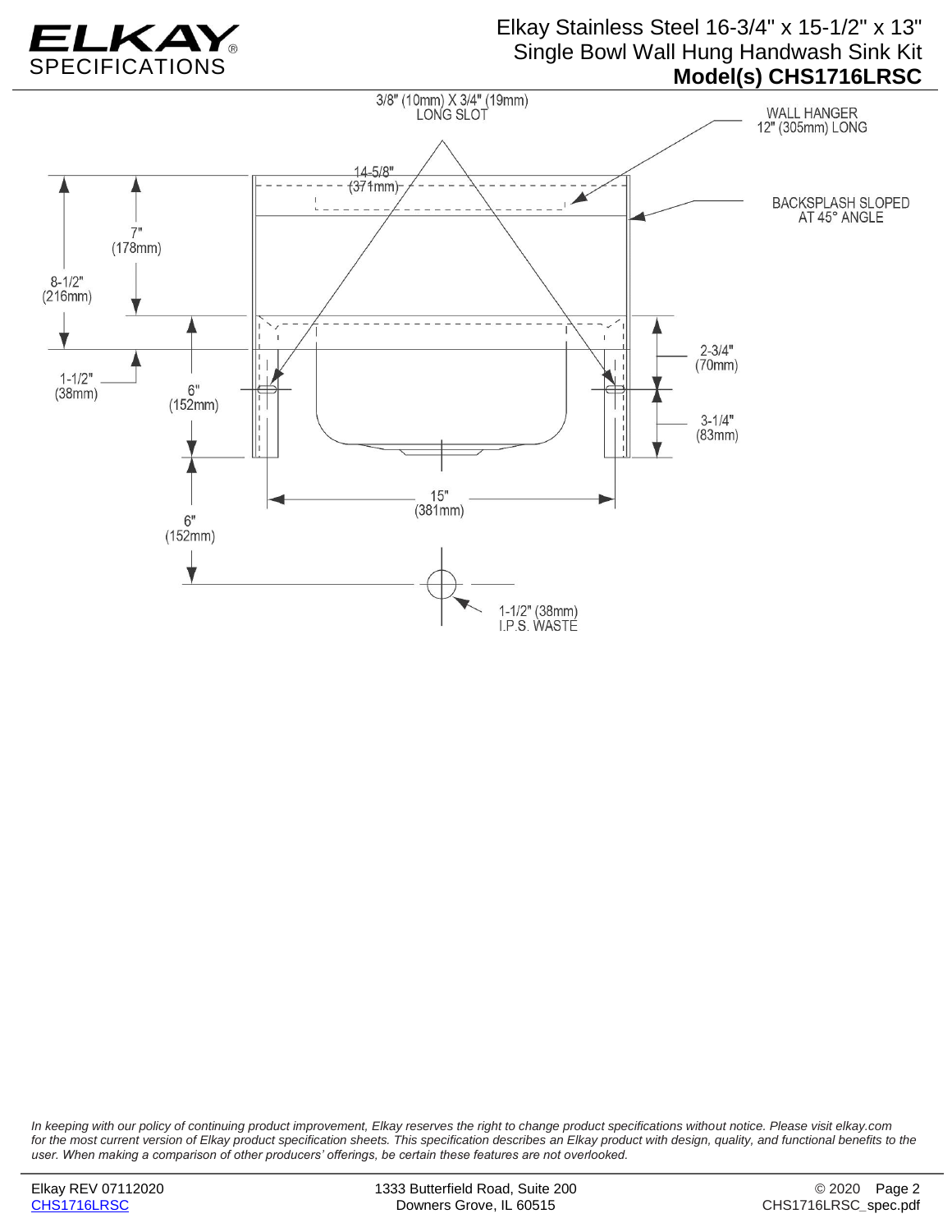# Elkay Stainless Steel 16-3/4" x 15-1/2" x 13" Single Bowl Wall Hung Handwash Sink Kit

## Model(s) CHS1716LRSC

3/8" (10mm) X 3/4" (19mm)
LONG SLOT

WALL HANGER
12" (305mm) LONG

14-5/8"
(371mm)

BACKSPLASH SLOPED
AT 45° ANGLE

7"
(178mm)

8-1/2"
(216mm)

1-1/2"
(38mm)

6"
(152mm)

2-3/4"
(70mm)

3-1/4"
(83mm)

15"
(381mm)

6"
(152mm)

1-1/2" (38mm)
I.P.S. WASTE

*In keeping with our policy of continuing product improvement, Elkay reserves the right to change product specifications without notice. Please visit elkay.com for the most current version of Elkay product specification sheets. This specification describes an Elkay product with design, quality, and functional benefits to the user. When making a comparison of other producers' offerings, be certain these features are not overlooked.*

Elkay REV 07112020
CHS1716LRSC

1333 Butterfield Road, Suite 200
Downers Grove, IL 60515

© 2020
CHS1716LRSC_spec.pdf